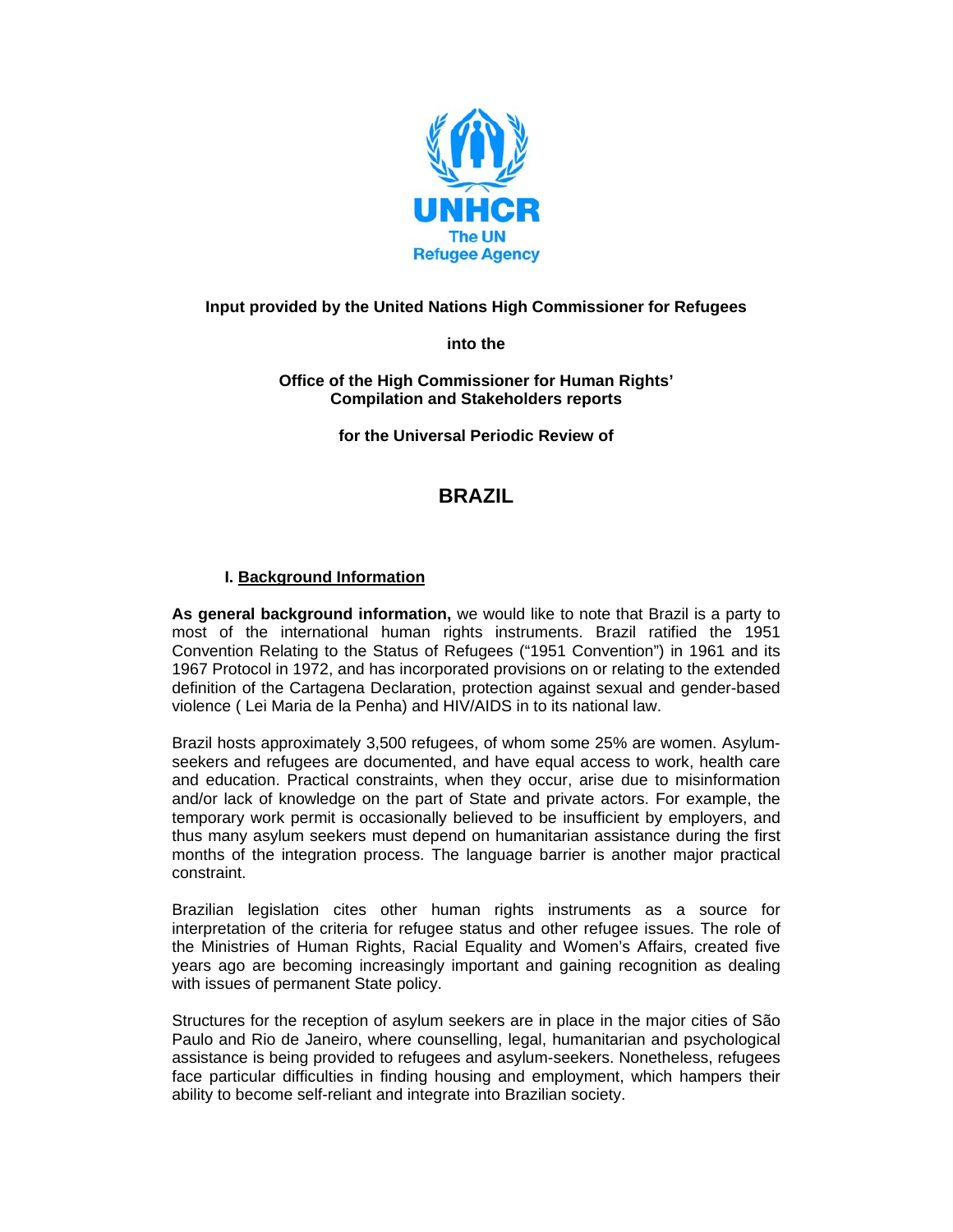UNHCR
The UN
Refugee Agency

**Input provided by the United Nations High Commissioner for Refugees**

**into the**

**Office of the High Commissioner for Human Rights' Compilation and Stakeholders reports**

**for the Universal Periodic Review of**

# BRAZIL

## I. Background Information

**As general background information,** we would like to note that Brazil is a party to most of the international human rights instruments. Brazil ratified the 1951 Convention Relating to the Status of Refugees ("1951 Convention") in 1961 and its 1967 Protocol in 1972, and has incorporated provisions on or relating to the extended definition of the Cartagena Declaration, protection against sexual and gender-based violence ( Lei Maria de la Penha) and HIV/AIDS in to its national law.

Brazil hosts approximately 3,500 refugees, of whom some 25% are women. Asylum-seekers and refugees are documented, and have equal access to work, health care and education. Practical constraints, when they occur, arise due to misinformation and/or lack of knowledge on the part of State and private actors. For example, the temporary work permit is occasionally believed to be insufficient by employers, and thus many asylum seekers must depend on humanitarian assistance during the first months of the integration process. The language barrier is another major practical constraint.

Brazilian legislation cites other human rights instruments as a source for interpretation of the criteria for refugee status and other refugee issues. The role of the Ministries of Human Rights, Racial Equality and Women's Affairs, created five years ago are becoming increasingly important and gaining recognition as dealing with issues of permanent State policy.

Structures for the reception of asylum seekers are in place in the major cities of São Paulo and Rio de Janeiro, where counselling, legal, humanitarian and psychological assistance is being provided to refugees and asylum-seekers. Nonetheless, refugees face particular difficulties in finding housing and employment, which hampers their ability to become self-reliant and integrate into Brazilian society.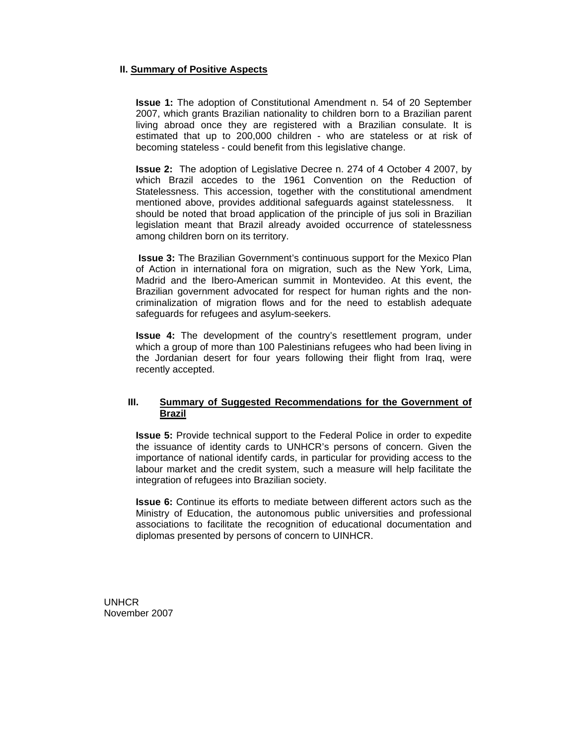## II. Summary of Positive Aspects

**Issue 1:** The adoption of Constitutional Amendment n. 54 of 20 September 2007, which grants Brazilian nationality to children born to a Brazilian parent living abroad once they are registered with a Brazilian consulate. It is estimated that up to 200,000 children - who are stateless or at risk of becoming stateless - could benefit from this legislative change.

**Issue 2:** The adoption of Legislative Decree n. 274 of 4 October 4 2007, by which Brazil accedes to the 1961 Convention on the Reduction of Statelessness. This accession, together with the constitutional amendment mentioned above, provides additional safeguards against statelessness. It should be noted that broad application of the principle of jus soli in Brazilian legislation meant that Brazil already avoided occurrence of statelessness among children born on its territory.

**Issue 3:** The Brazilian Government's continuous support for the Mexico Plan of Action in international fora on migration, such as the New York, Lima, Madrid and the Ibero-American summit in Montevideo. At this event, the Brazilian government advocated for respect for human rights and the non-criminalization of migration flows and for the need to establish adequate safeguards for refugees and asylum-seekers.

**Issue 4:** The development of the country's resettlement program, under which a group of more than 100 Palestinians refugees who had been living in the Jordanian desert for four years following their flight from Iraq, were recently accepted.

## III. Summary of Suggested Recommendations for the Government of Brazil

**Issue 5:** Provide technical support to the Federal Police in order to expedite the issuance of identity cards to UNHCR's persons of concern. Given the importance of national identify cards, in particular for providing access to the labour market and the credit system, such a measure will help facilitate the integration of refugees into Brazilian society.

**Issue 6:** Continue its efforts to mediate between different actors such as the Ministry of Education, the autonomous public universities and professional associations to facilitate the recognition of educational documentation and diplomas presented by persons of concern to UINHCR.

UNHCR
November 2007